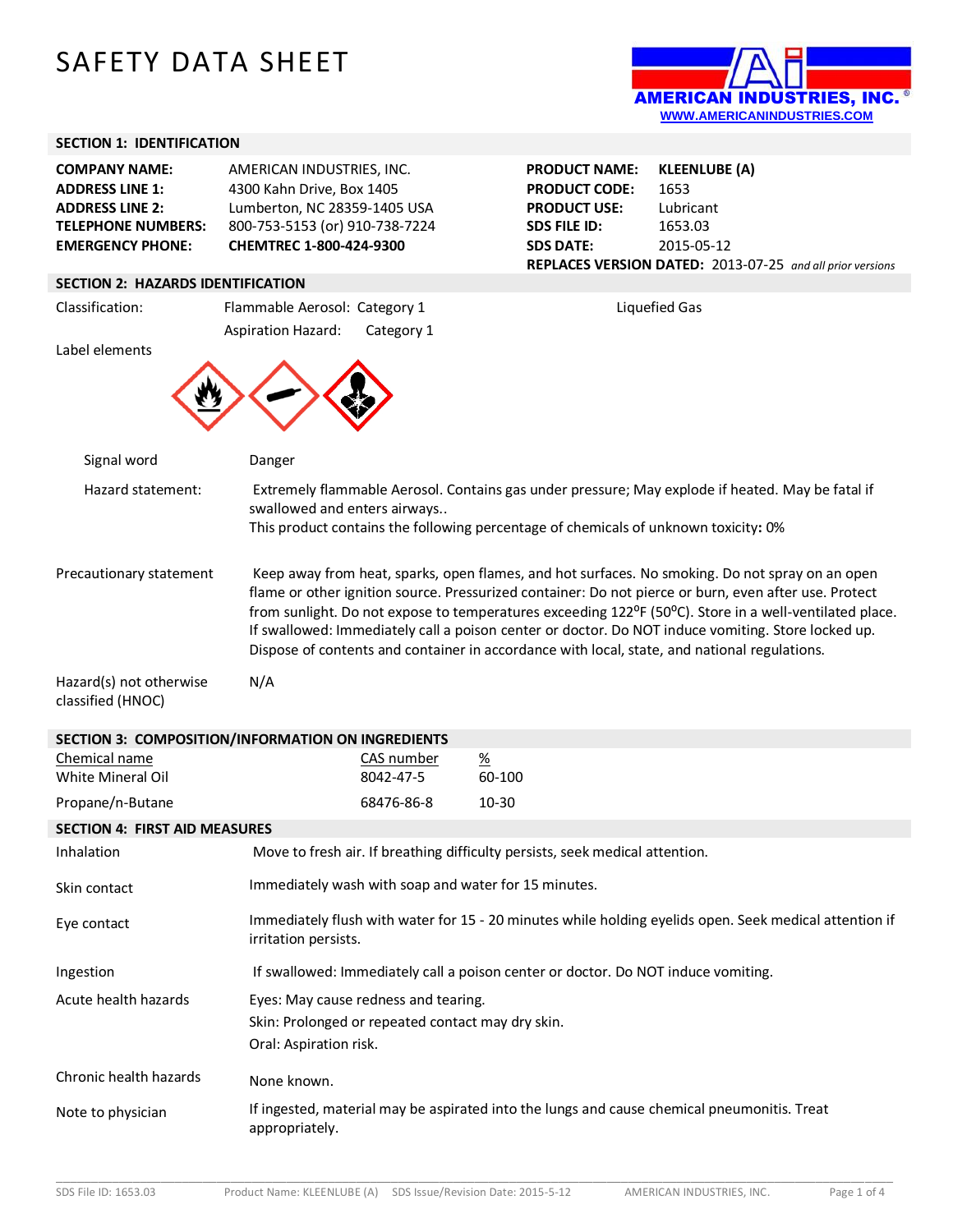# SAFETY DATA SHEET

AMERICAN INDUSTRIES, INC.
WWW.AMERICANINDUSTRIES.COM

## SECTION 1: IDENTIFICATION

| | |
|---|---|
| **COMPANY NAME:** | AMERICAN INDUSTRIES, INC. |
| **ADDRESS LINE 1:** | 4300 Kahn Drive, Box 1405 |
| **ADDRESS LINE 2:** | Lumberton, NC 28359-1405 USA |
| **TELEPHONE NUMBERS:** | 800-753-5153 (or) 910-738-7224 |
| **EMERGENCY PHONE:** | **CHEMTREC 1-800-424-9300** |

| | |
|---|---|
| **PRODUCT NAME:** | **KLEENLUBE (A)** |
| **PRODUCT CODE:** | 1653 |
| **PRODUCT USE:** | Lubricant |
| **SDS FILE ID:** | 1653.03 |
| **SDS DATE:** | 2015-05-12 |

**REPLACES VERSION DATED:** 2013-07-25 *and all prior versions*

## SECTION 2: HAZARDS IDENTIFICATION

Classification: Flammable Aerosol: Category 1 — Liquefied Gas
Aspiration Hazard: Category 1

Label elements

Signal word: Danger

Hazard statement: Extremely flammable Aerosol. Contains gas under pressure; May explode if heated. May be fatal if swallowed and enters airways..
This product contains the following percentage of chemicals of unknown toxicity**:** 0%

Precautionary statement: Keep away from heat, sparks, open flames, and hot surfaces. No smoking. Do not spray on an open flame or other ignition source. Pressurized container: Do not pierce or burn, even after use. Protect from sunlight. Do not expose to temperatures exceeding 122$^{o}$F (50$^{o}$C). Store in a well-ventilated place. If swallowed: Immediately call a poison center or doctor. Do NOT induce vomiting. Store locked up. Dispose of contents and container in accordance with local, state, and national regulations.

Hazard(s) not otherwise classified (HNOC): N/A

## SECTION 3: COMPOSITION/INFORMATION ON INGREDIENTS

| Chemical name | CAS number | % |
|---|---|---|
| White Mineral Oil | 8042-47-5 | 60-100 |
| Propane/n-Butane | 68476-86-8 | 10-30 |

## SECTION 4: FIRST AID MEASURES

| | |
|---|---|
| Inhalation | Move to fresh air. If breathing difficulty persists, seek medical attention. |
| Skin contact | Immediately wash with soap and water for 15 minutes. |
| Eye contact | Immediately flush with water for 15 - 20 minutes while holding eyelids open. Seek medical attention if irritation persists. |
| Ingestion | If swallowed: Immediately call a poison center or doctor. Do NOT induce vomiting. |
| Acute health hazards | Eyes: May cause redness and tearing.<br>Skin: Prolonged or repeated contact may dry skin.<br>Oral: Aspiration risk. |
| Chronic health hazards | None known. |
| Note to physician | If ingested, material may be aspirated into the lungs and cause chemical pneumonitis. Treat appropriately. |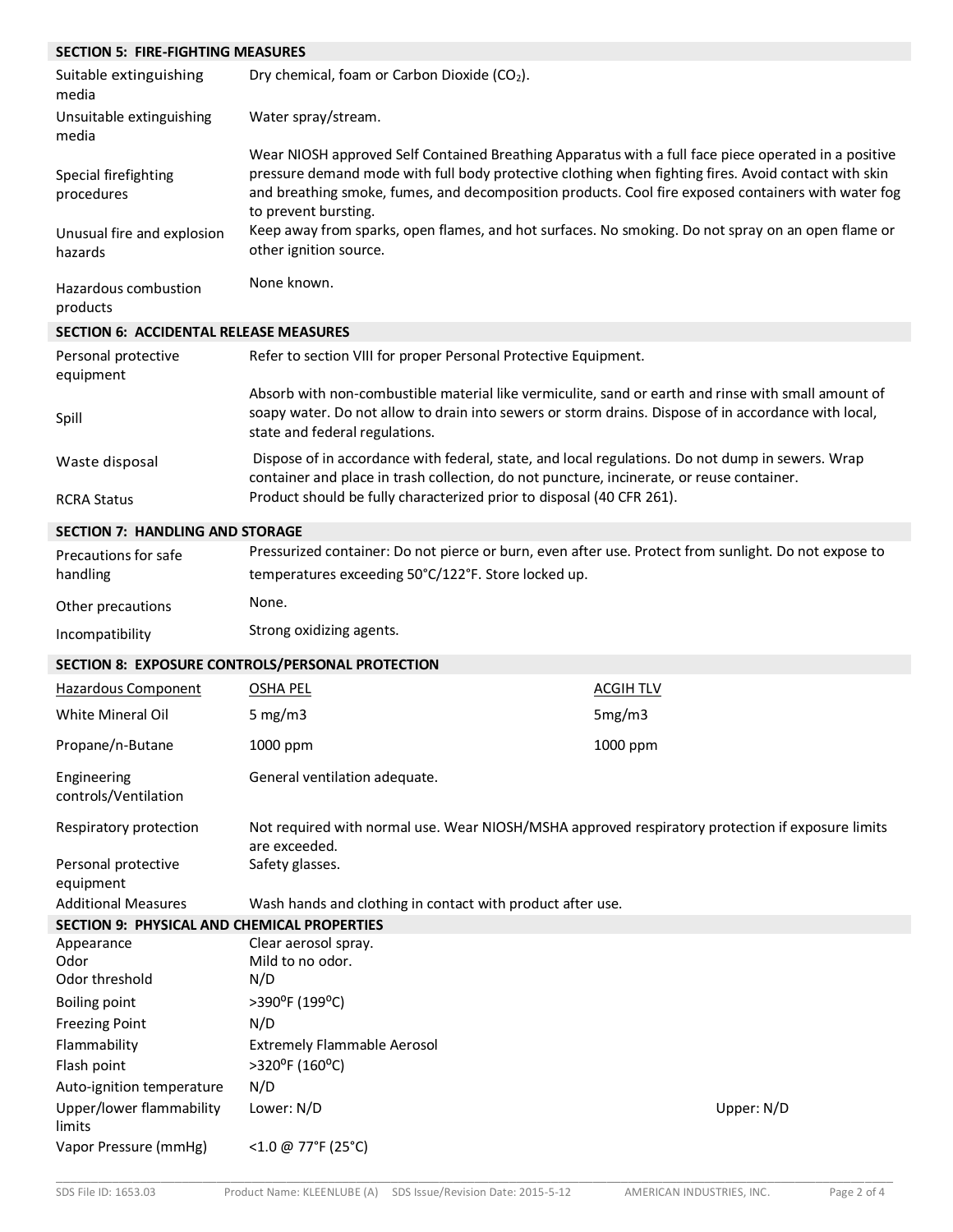## SECTION 5: FIRE-FIGHTING MEASURES

| | |
|---|---|
| Suitable extinguishing media | Dry chemical, foam or Carbon Dioxide ($CO_2$). |
| Unsuitable extinguishing media | Water spray/stream. |
| Special firefighting procedures | Wear NIOSH approved Self Contained Breathing Apparatus with a full face piece operated in a positive pressure demand mode with full body protective clothing when fighting fires. Avoid contact with skin and breathing smoke, fumes, and decomposition products. Cool fire exposed containers with water fog to prevent bursting. |
| Unusual fire and explosion hazards | Keep away from sparks, open flames, and hot surfaces. No smoking. Do not spray on an open flame or other ignition source. |
| Hazardous combustion products | None known. |

## SECTION 6: ACCIDENTAL RELEASE MEASURES

| | |
|---|---|
| Personal protective equipment | Refer to section VIII for proper Personal Protective Equipment. |
| Spill | Absorb with non-combustible material like vermiculite, sand or earth and rinse with small amount of soapy water. Do not allow to drain into sewers or storm drains. Dispose of in accordance with local, state and federal regulations. |
| Waste disposal | Dispose of in accordance with federal, state, and local regulations. Do not dump in sewers. Wrap container and place in trash collection, do not puncture, incinerate, or reuse container. |
| RCRA Status | Product should be fully characterized prior to disposal (40 CFR 261). |

## SECTION 7: HANDLING AND STORAGE

| | |
|---|---|
| Precautions for safe handling | Pressurized container: Do not pierce or burn, even after use. Protect from sunlight. Do not expose to temperatures exceeding 50°C/122°F. Store locked up. |
| Other precautions | None. |
| Incompatibility | Strong oxidizing agents. |

## SECTION 8: EXPOSURE CONTROLS/PERSONAL PROTECTION

| Hazardous Component | OSHA PEL | ACGIH TLV |
|---|---|---|
| White Mineral Oil | 5 mg/m3 | 5mg/m3 |
| Propane/n-Butane | 1000 ppm | 1000 ppm |

| | |
|---|---|
| Engineering controls/Ventilation | General ventilation adequate. |
| Respiratory protection | Not required with normal use. Wear NIOSH/MSHA approved respiratory protection if exposure limits are exceeded. |
| Personal protective equipment | Safety glasses. |
| Additional Measures | Wash hands and clothing in contact with product after use. |

## SECTION 9: PHYSICAL AND CHEMICAL PROPERTIES

| | | |
|---|---|---|
| Appearance | Clear aerosol spray. | |
| Odor | Mild to no odor. | |
| Odor threshold | N/D | |
| Boiling point | >390°F (199°C) | |
| Freezing Point | N/D | |
| Flammability | Extremely Flammable Aerosol | |
| Flash point | >320°F (160°C) | |
| Auto-ignition temperature | N/D | |
| Upper/lower flammability limits | Lower: N/D | Upper: N/D |
| Vapor Pressure (mmHg) | <1.0 @ 77°F (25°C) | |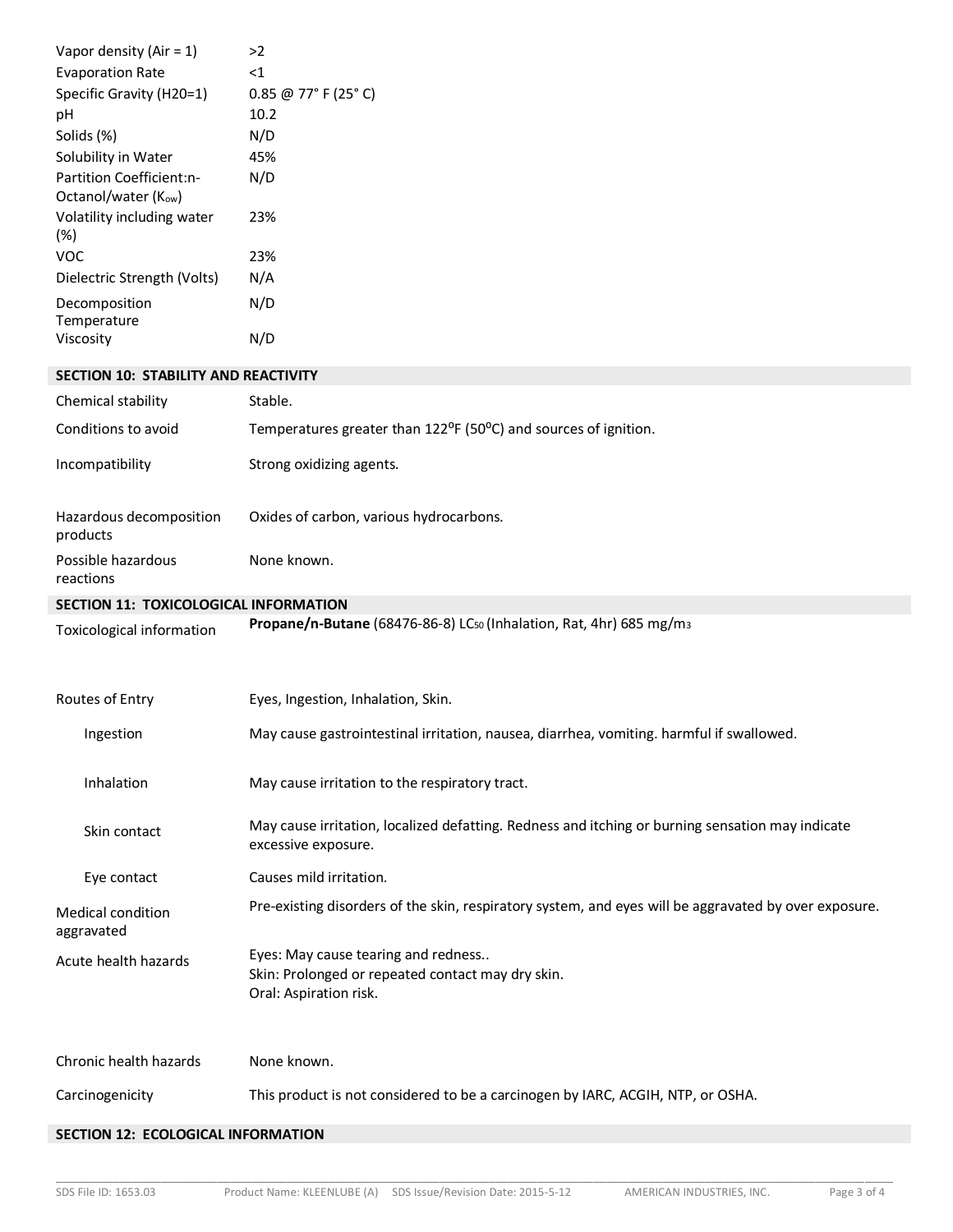| | |
|---|---|
| Vapor density (Air = 1) | >2 |
| Evaporation Rate | <1 |
| Specific Gravity (H20=1) | 0.85 @ 77° F (25° C) |
| pH | 10.2 |
| Solids (%) | N/D |
| Solubility in Water | 45% |
| Partition Coefficient:n-Octanol/water ($K_{ow}$) | N/D |
| Volatility including water (%) | 23% |
| VOC | 23% |
| Dielectric Strength (Volts) | N/A |
| Decomposition Temperature | N/D |
| Viscosity | N/D |

## SECTION 10: STABILITY AND REACTIVITY

| | |
|---|---|
| Chemical stability | Stable. |
| Conditions to avoid | Temperatures greater than 122°F (50°C) and sources of ignition. |
| Incompatibility | Strong oxidizing agents. |
| Hazardous decomposition products | Oxides of carbon, various hydrocarbons. |
| Possible hazardous reactions | None known. |

## SECTION 11: TOXICOLOGICAL INFORMATION

| | |
|---|---|
| Toxicological information | **Propane/n-Butane** (68476-86-8) $LC_{50}$ (Inhalation, Rat, 4hr) 685 $mg/m^3$ |
| Routes of Entry | Eyes, Ingestion, Inhalation, Skin. |
| Ingestion | May cause gastrointestinal irritation, nausea, diarrhea, vomiting. harmful if swallowed. |
| Inhalation | May cause irritation to the respiratory tract. |
| Skin contact | May cause irritation, localized defatting. Redness and itching or burning sensation may indicate excessive exposure. |
| Eye contact | Causes mild irritation. |
| Medical condition aggravated | Pre-existing disorders of the skin, respiratory system, and eyes will be aggravated by over exposure. |
| Acute health hazards | Eyes: May cause tearing and redness..<br>Skin: Prolonged or repeated contact may dry skin.<br>Oral: Aspiration risk. |
| Chronic health hazards | None known. |
| Carcinogenicity | This product is not considered to be a carcinogen by IARC, ACGIH, NTP, or OSHA. |

## SECTION 12: ECOLOGICAL INFORMATION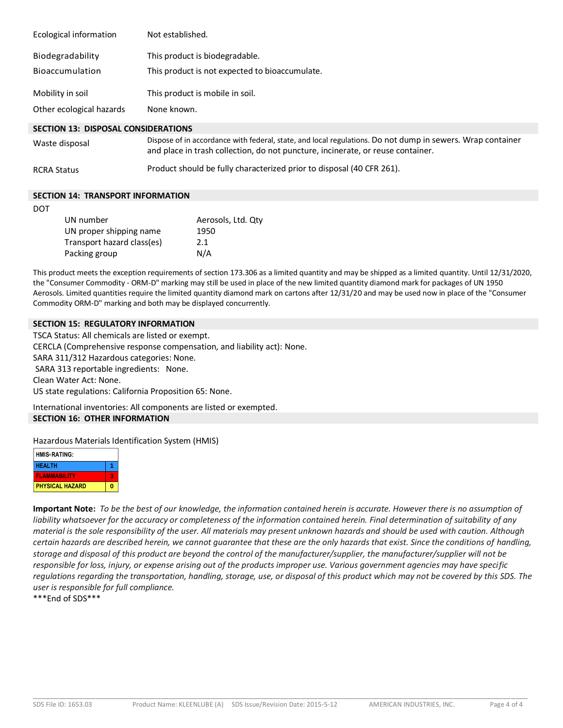| | |
|---|---|
| Ecological information | Not established. |
| Biodegradability | This product is biodegradable. |
| Bioaccumulation | This product is not expected to bioaccumulate. |
| Mobility in soil | This product is mobile in soil. |
| Other ecological hazards | None known. |

## SECTION 13: DISPOSAL CONSIDERATIONS

| | |
|---|---|
| Waste disposal | Dispose of in accordance with federal, state, and local regulations. Do not dump in sewers. Wrap container and place in trash collection, do not puncture, incinerate, or reuse container. |
| RCRA Status | Product should be fully characterized prior to disposal (40 CFR 261). |

## SECTION 14: TRANSPORT INFORMATION

DOT

| | |
|---|---|
| UN number | Aerosols, Ltd. Qty |
| UN proper shipping name | 1950 |
| Transport hazard class(es) | 2.1 |
| Packing group | N/A |

This product meets the exception requirements of section 173.306 as a limited quantity and may be shipped as a limited quantity. Until 12/31/2020, the "Consumer Commodity - ORM-D" marking may still be used in place of the new limited quantity diamond mark for packages of UN 1950 Aerosols. Limited quantities require the limited quantity diamond mark on cartons after 12/31/20 and may be used now in place of the "Consumer Commodity ORM-D" marking and both may be displayed concurrently.

## SECTION 15: REGULATORY INFORMATION

TSCA Status: All chemicals are listed or exempt.
CERCLA (Comprehensive response compensation, and liability act): None.
SARA 311/312 Hazardous categories: None.
SARA 313 reportable ingredients: None.
Clean Water Act: None.
US state regulations: California Proposition 65: None.

International inventories: All components are listed or exempted.

## SECTION 16: OTHER INFORMATION

Hazardous Materials Identification System (HMIS)

| HMIS® RATING: | |
|---|---|
| HEALTH | 1 |
| FLAMMABILITY | 3 |
| PHYSICAL HAZARD | 0 |

**Important Note:** *To be the best of our knowledge, the information contained herein is accurate. However there is no assumption of liability whatsoever for the accuracy or completeness of the information contained herein. Final determination of suitability of any material is the sole responsibility of the user. All materials may present unknown hazards and should be used with caution. Although certain hazards are described herein, we cannot guarantee that these are the only hazards that exist. Since the conditions of handling, storage and disposal of this product are beyond the control of the manufacturer/supplier, the manufacturer/supplier will not be responsible for loss, injury, or expense arising out of the products improper use. Various government agencies may have specific regulations regarding the transportation, handling, storage, use, or disposal of this product which may not be covered by this SDS. The user is responsible for full compliance.*

***End of SDS***